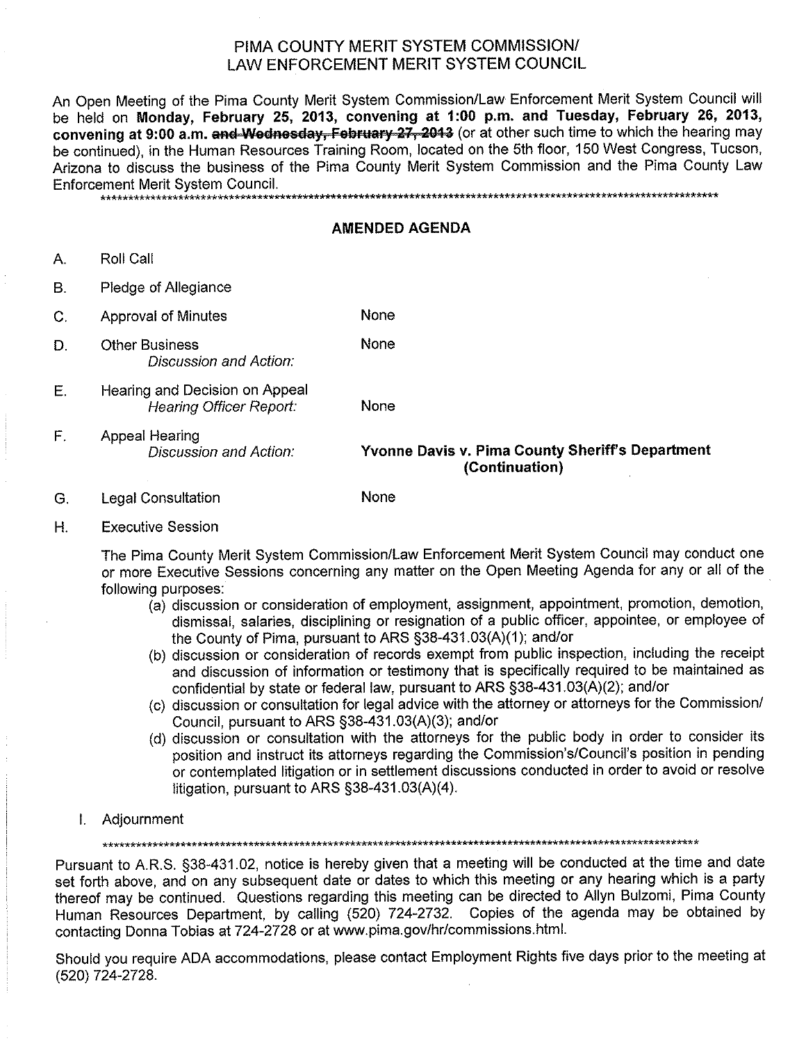# PIMA COUNTY MERIT SYSTEM COMMISSION/ LAW ENFORCEMENT MERIT SYSTEM COUNCIL

An Open Meeting of the Pima County Merit System Commission/Law Enforcement Merit System Council will be held on **Monday, February 25, 2013, convening at 1:00 p.m. and Tuesday, February 26, 2013, convening at 9:00 a.m.** **~~and Wednesday, February 27, 2013~~** (or at other such time to which the hearing may be continued), in the Human Resources Training Room, located on the 5th floor, 150 West Congress, Tucson, Arizona to discuss the business of the Pima County Merit System Commission and the Pima County Law Enforcement Merit System Council.

---

## AMENDED AGENDA

A. Roll Call

B. Pledge of Allegiance

C. Approval of Minutes — None

D. Other Business
*Discussion and Action:* — None

E. Hearing and Decision on Appeal
*Hearing Officer Report:* — None

F. Appeal Hearing
*Discussion and Action:* — **Yvonne Davis v. Pima County Sheriff's Department (Continuation)**

G. Legal Consultation — None

H. Executive Session

The Pima County Merit System Commission/Law Enforcement Merit System Council may conduct one or more Executive Sessions concerning any matter on the Open Meeting Agenda for any or all of the following purposes:

(a) discussion or consideration of employment, assignment, appointment, promotion, demotion, dismissal, salaries, disciplining or resignation of a public officer, appointee, or employee of the County of Pima, pursuant to ARS §38-431.03(A)(1); and/or

(b) discussion or consideration of records exempt from public inspection, including the receipt and discussion of information or testimony that is specifically required to be maintained as confidential by state or federal law, pursuant to ARS §38-431.03(A)(2); and/or

(c) discussion or consultation for legal advice with the attorney or attorneys for the Commission/ Council, pursuant to ARS §38-431.03(A)(3); and/or

(d) discussion or consultation with the attorneys for the public body in order to consider its position and instruct its attorneys regarding the Commission's/Council's position in pending or contemplated litigation or in settlement discussions conducted in order to avoid or resolve litigation, pursuant to ARS §38-431.03(A)(4).

I. Adjournment

---

Pursuant to A.R.S. §38-431.02, notice is hereby given that a meeting will be conducted at the time and date set forth above, and on any subsequent date or dates to which this meeting or any hearing which is a party thereof may be continued. Questions regarding this meeting can be directed to Allyn Bulzomi, Pima County Human Resources Department, by calling (520) 724-2732. Copies of the agenda may be obtained by contacting Donna Tobias at 724-2728 or at www.pima.gov/hr/commissions.html.

Should you require ADA accommodations, please contact Employment Rights five days prior to the meeting at (520) 724-2728.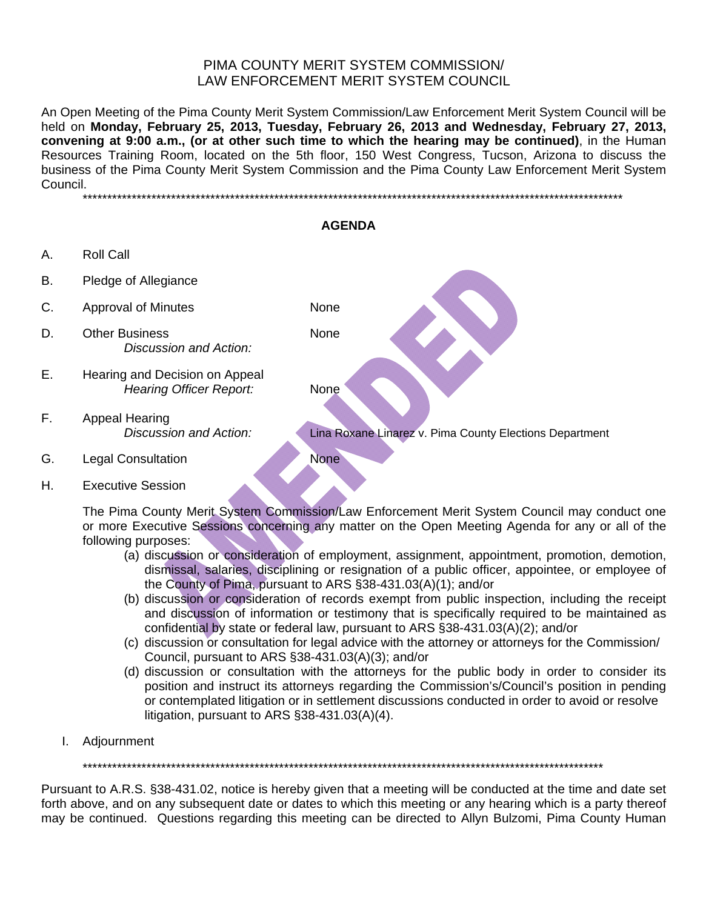PIMA COUNTY MERIT SYSTEM COMMISSION/
LAW ENFORCEMENT MERIT SYSTEM COUNCIL

An Open Meeting of the Pima County Merit System Commission/Law Enforcement Merit System Council will be held on **Monday, February 25, 2013, Tuesday, February 26, 2013 and Wednesday, February 27, 2013, convening at 9:00 a.m., (or at other such time to which the hearing may be continued)**, in the Human Resources Training Room, located on the 5th floor, 150 West Congress, Tucson, Arizona to discuss the business of the Pima County Merit System Commission and the Pima County Law Enforcement Merit System Council.

\*\*\*\*\*\*\*\*\*\*\*\*\*\*\*\*\*\*\*\*\*\*\*\*\*\*\*\*\*\*\*\*\*\*\*\*\*\*\*\*\*\*\*\*\*\*\*\*\*\*\*\*\*\*\*\*\*\*\*\*\*\*\*\*\*\*\*\*\*\*\*\*\*\*\*\*\*\*\*\*\*\*\*\*\*\*\*\*\*\*\*\*\*\*\*\*\*\*\*\*\*\*\*\*\*\*\*\*\*\*\*\*\*\*\*

**AGENDA**

AMENDED

A. Roll Call

B. Pledge of Allegiance

C. Approval of Minutes — None

D. Other Business — None
*Discussion and Action:*

E. Hearing and Decision on Appeal
*Hearing Officer Report:* — None

F. Appeal Hearing
*Discussion and Action:* — Lina Roxane Linarez v. Pima County Elections Department

G. Legal Consultation — None

H. Executive Session

The Pima County Merit System Commission/Law Enforcement Merit System Council may conduct one or more Executive Sessions concerning any matter on the Open Meeting Agenda for any or all of the following purposes:

(a) discussion or consideration of employment, assignment, appointment, promotion, demotion, dismissal, salaries, disciplining or resignation of a public officer, appointee, or employee of the County of Pima, pursuant to ARS §38-431.03(A)(1); and/or

(b) discussion or consideration of records exempt from public inspection, including the receipt and discussion of information or testimony that is specifically required to be maintained as confidential by state or federal law, pursuant to ARS §38-431.03(A)(2); and/or

(c) discussion or consultation for legal advice with the attorney or attorneys for the Commission/Council, pursuant to ARS §38-431.03(A)(3); and/or

(d) discussion or consultation with the attorneys for the public body in order to consider its position and instruct its attorneys regarding the Commission's/Council's position in pending or contemplated litigation or in settlement discussions conducted in order to avoid or resolve litigation, pursuant to ARS §38-431.03(A)(4).

I. Adjournment

\*\*\*\*\*\*\*\*\*\*\*\*\*\*\*\*\*\*\*\*\*\*\*\*\*\*\*\*\*\*\*\*\*\*\*\*\*\*\*\*\*\*\*\*\*\*\*\*\*\*\*\*\*\*\*\*\*\*\*\*\*\*\*\*\*\*\*\*\*\*\*\*\*\*\*\*\*\*\*\*\*\*\*\*\*\*\*\*\*\*\*\*\*\*\*\*\*\*\*\*\*\*\*\*\*\*\*\*\*\*\*\*

Pursuant to A.R.S. §38-431.02, notice is hereby given that a meeting will be conducted at the time and date set forth above, and on any subsequent date or dates to which this meeting or any hearing which is a party thereof may be continued. Questions regarding this meeting can be directed to Allyn Bulzomi, Pima County Human